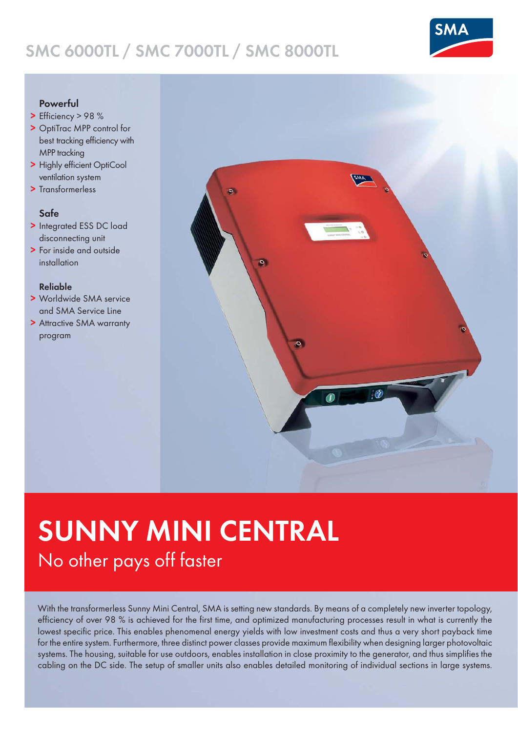# SMC 6000TL / SMC 7000TL / SMC 8000TL

SMA

**Powerful**

- Efficiency > 98 %
- OptiTrac MPP control for best tracking efficiency with MPP tracking
- Highly efficient OptiCool ventilation system
- Transformerless

**Safe**

- Integrated ESS DC load disconnecting unit
- For inside and outside installation

**Reliable**

- Worldwide SMA service and SMA Service Line
- Attractive SMA warranty program

## SUNNY MINI CENTRAL

No other pays off faster

With the transformerless Sunny Mini Central, SMA is setting new standards. By means of a completely new inverter topology, efficiency of over 98 % is achieved for the first time, and optimized manufacturing processes result in what is currently the lowest specific price. This enables phenomenal energy yields with low investment costs and thus a very short payback time for the entire system. Furthermore, three distinct power classes provide maximum flexibility when designing larger photovoltaic systems. The housing, suitable for use outdoors, enables installation in close proximity to the generator, and thus simplifies the cabling on the DC side. The setup of smaller units also enables detailed monitoring of individual sections in large systems.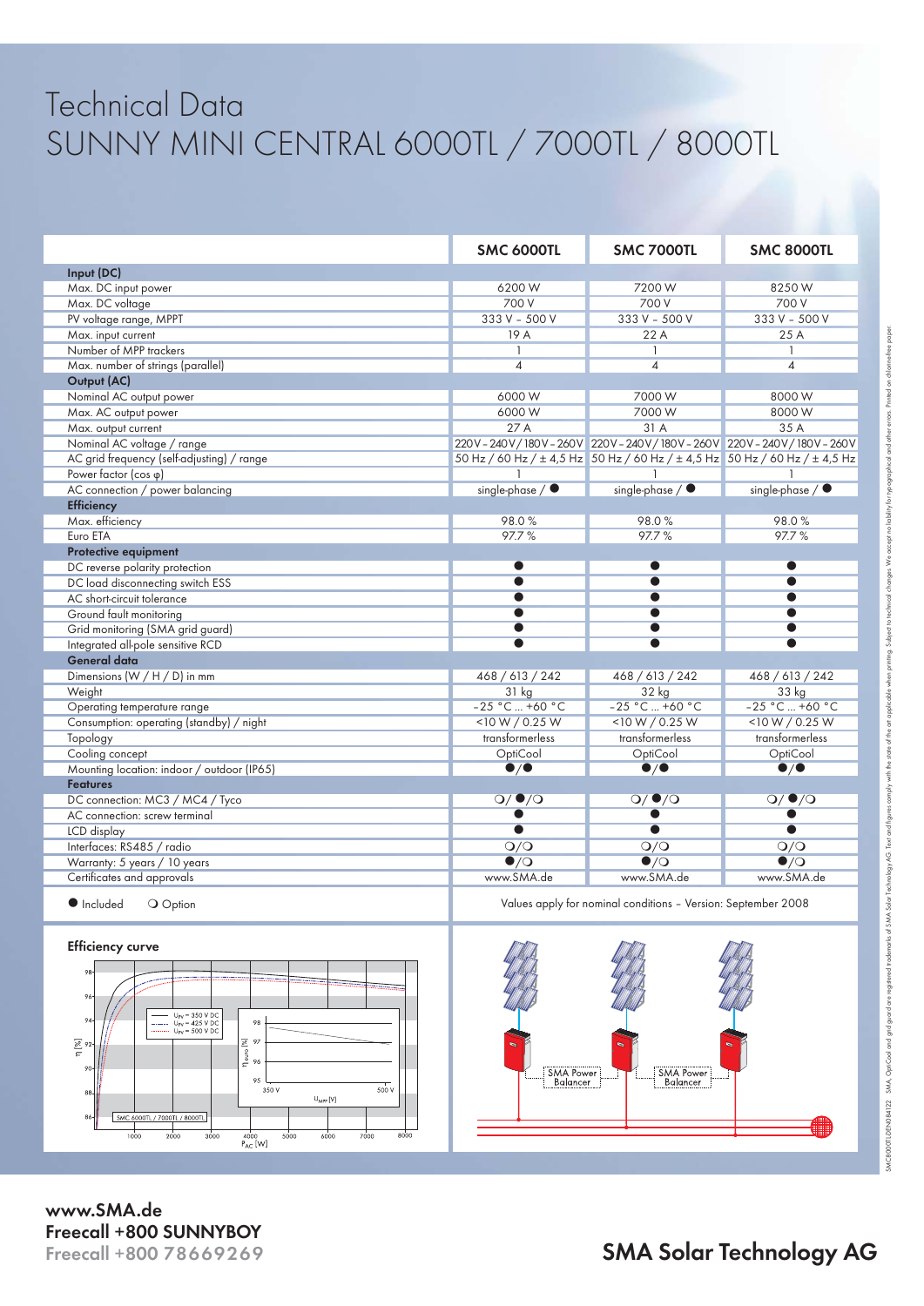# Technical Data
# SUNNY MINI CENTRAL 6000TL / 7000TL / 8000TL

| | SMC 6000TL | SMC 7000TL | SMC 8000TL |
|---|---|---|---|
| **Input (DC)** | | | |
| Max. DC input power | 6200 W | 7200 W | 8250 W |
| Max. DC voltage | 700 V | 700 V | 700 V |
| PV voltage range, MPPT | 333 V – 500 V | 333 V – 500 V | 333 V – 500 V |
| Max. input current | 19 A | 22 A | 25 A |
| Number of MPP trackers | 1 | 1 | 1 |
| Max. number of strings (parallel) | 4 | 4 | 4 |
| **Output (AC)** | | | |
| Nominal AC output power | 6000 W | 7000 W | 8000 W |
| Max. AC output power | 6000 W | 7000 W | 8000 W |
| Max. output current | 27 A | 31 A | 35 A |
| Nominal AC voltage / range | 220 V – 240 V / 180 V – 260 V | 220 V – 240 V / 180 V – 260 V | 220 V – 240 V / 180 V – 260 V |
| AC grid frequency (self-adjusting) / range | 50 Hz / 60 Hz / ± 4,5 Hz | 50 Hz / 60 Hz / ± 4,5 Hz | 50 Hz / 60 Hz / ± 4,5 Hz |
| Power factor (cos φ) | 1 | 1 | 1 |
| AC connection / power balancing | single-phase / ● | single-phase / ● | single-phase / ● |
| **Efficiency** | | | |
| Max. efficiency | 98.0 % | 98.0 % | 98.0 % |
| Euro ETA | 97.7 % | 97.7 % | 97.7 % |
| **Protective equipment** | | | |
| DC reverse polarity protection | ● | ● | ● |
| DC load disconnecting switch ESS | ● | ● | ● |
| AC short-circuit tolerance | ● | ● | ● |
| Ground fault monitoring | ● | ● | ● |
| Grid monitoring (SMA grid guard) | ● | ● | ● |
| Integrated all-pole sensitive RCD | ● | ● | ● |
| **General data** | | | |
| Dimensions (W / H / D) in mm | 468 / 613 / 242 | 468 / 613 / 242 | 468 / 613 / 242 |
| Weight | 31 kg | 32 kg | 33 kg |
| Operating temperature range | –25 °C ... +60 °C | –25 °C ... +60 °C | –25 °C ... +60 °C |
| Consumption: operating (standby) / night | <10 W / 0.25 W | <10 W / 0.25 W | <10 W / 0.25 W |
| Topology | transformerless | transformerless | transformerless |
| Cooling concept | OptiCool | OptiCool | OptiCool |
| Mounting location: indoor / outdoor (IP65) | ● / ● | ● / ● | ● / ● |
| **Features** | | | |
| DC connection: MC3 / MC4 / Tyco | ○ / ● / ○ | ○ / ● / ○ | ○ / ● / ○ |
| AC connection: screw terminal | ● | ● | ● |
| LCD display | ● | ● | ● |
| Interfaces: RS485 / radio | ○ / ○ | ○ / ○ | ○ / ○ |
| Warranty: 5 years / 10 years | ● / ○ | ● / ○ | ● / ○ |
| Certificates and approvals | www.SMA.de | www.SMA.de | www.SMA.de |

● Included ○ Option

Values apply for nominal conditions – Version: September 2008

## Efficiency curve

η [%]
98
96
94
92
90
88
86

$U_{PV}$ = 350 V DC
$U_{PV}$ = 425 V DC
$U_{PV}$ = 500 V DC

$\eta_{Euro}$ [%]
98
97
96
95
350 V
500 V
$U_{MPP}$ [V]

SMC 6000TL / 7000TL / 8000TL

1000 2000 3000 4000 5000 6000 7000 8000
$P_{AC}$ [W]

SMA Power Balancer
SMA Power Balancer

**www.SMA.de**
**Freecall +800 SUNNYBOY**
**Freecall +800 78669269**

**SMA Solar Technology AG**

SMC8000TL-DEN084122 SMA, OptiCool and grid guard are registered trademarks of SMA Solar Technology AG. Text and figures comply with the state of the art applicable when printing. Subject to technical changes. We accept no liability for typographical and other errors. Printed on chlorine-free paper.